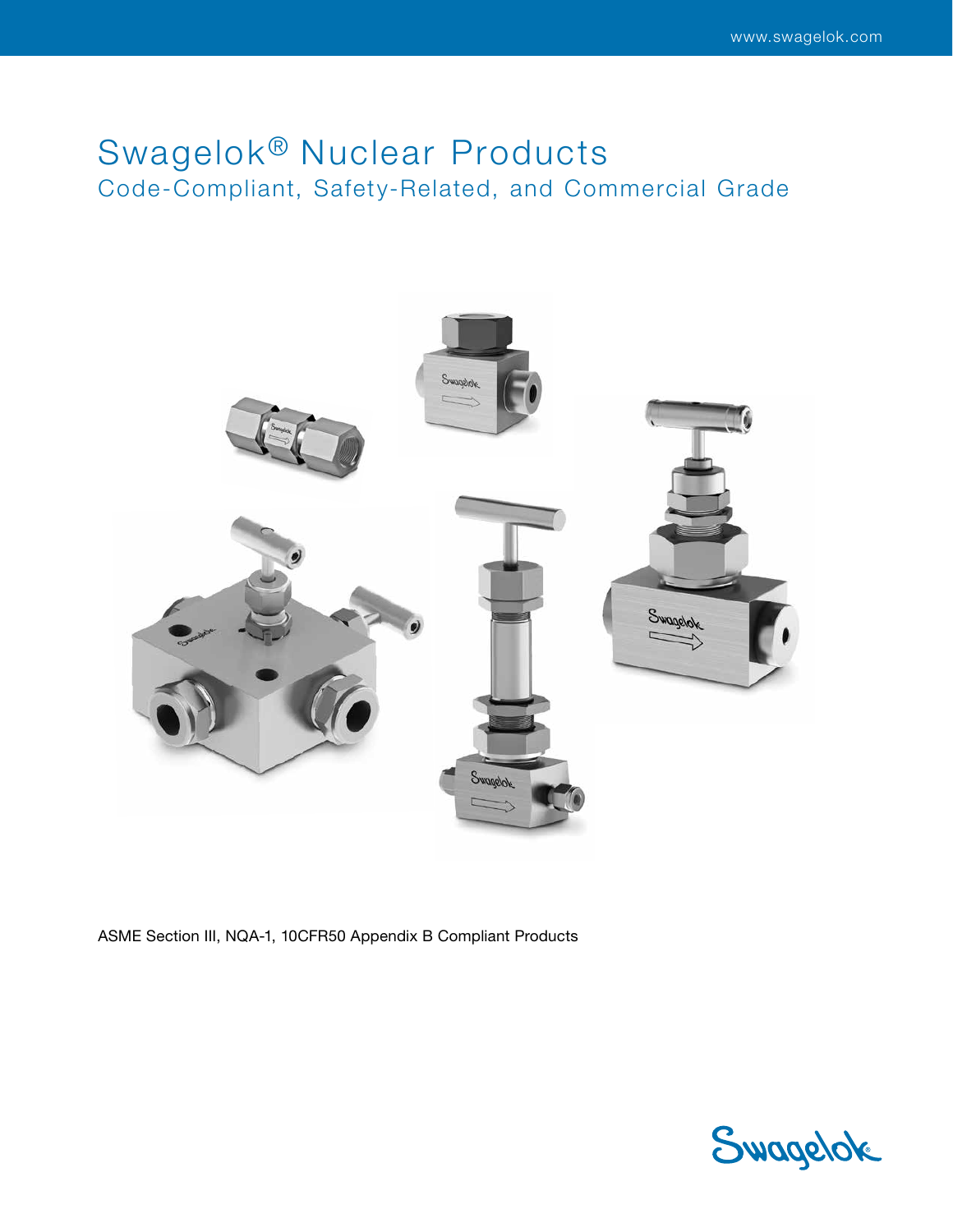# Swagelok® Nuclear Products

## Code-Compliant, Safety-Related, and Commercial Grade

ASME Section III, NQA-1, 10CFR50 Appendix B Compliant Products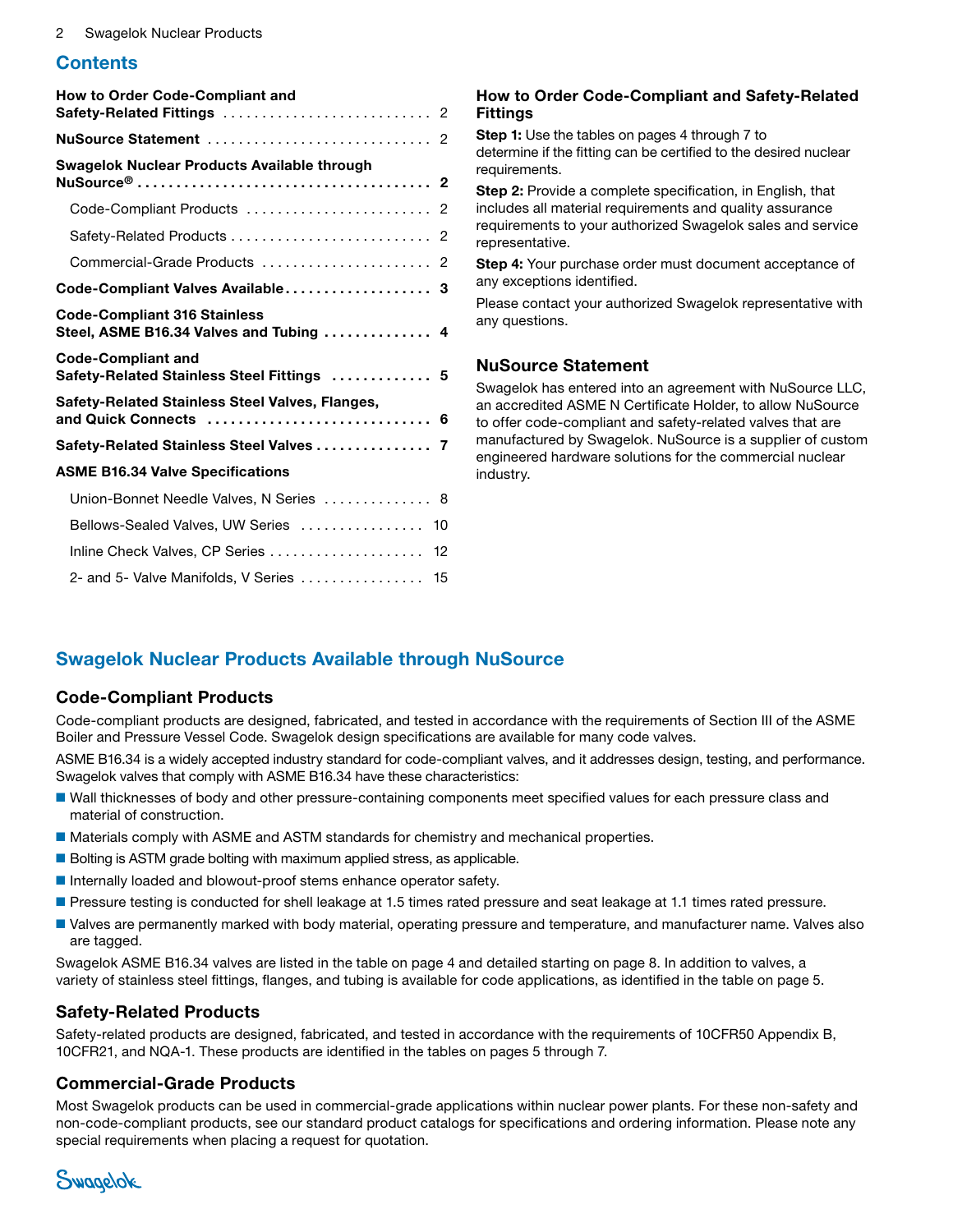## Contents

| | |
|---|---|
| **How to Order Code-Compliant and Safety-Related Fittings** | 2 |
| **NuSource Statement** | 2 |
| **Swagelok Nuclear Products Available through NuSource®** | **2** |
| Code-Compliant Products | 2 |
| Safety-Related Products | 2 |
| Commercial-Grade Products | 2 |
| **Code-Compliant Valves Available** | **3** |
| **Code-Compliant 316 Stainless Steel, ASME B16.34 Valves and Tubing** | **4** |
| **Code-Compliant and Safety-Related Stainless Steel Fittings** | **5** |
| **Safety-Related Stainless Steel Valves, Flanges, and Quick Connects** | **6** |
| **Safety-Related Stainless Steel Valves** | **7** |
| **ASME B16.34 Valve Specifications** | |
| Union-Bonnet Needle Valves, N Series | 8 |
| Bellows-Sealed Valves, UW Series | 10 |
| Inline Check Valves, CP Series | 12 |
| 2- and 5- Valve Manifolds, V Series | 15 |

### How to Order Code-Compliant and Safety-Related Fittings

**Step 1:** Use the tables on pages 4 through 7 to determine if the fitting can be certified to the desired nuclear requirements.

**Step 2:** Provide a complete specification, in English, that includes all material requirements and quality assurance requirements to your authorized Swagelok sales and service representative.

**Step 4:** Your purchase order must document acceptance of any exceptions identified.

Please contact your authorized Swagelok representative with any questions.

### NuSource Statement

Swagelok has entered into an agreement with NuSource LLC, an accredited ASME N Certificate Holder, to allow NuSource to offer code-compliant and safety-related valves that are manufactured by Swagelok. NuSource is a supplier of custom engineered hardware solutions for the commercial nuclear industry.

## Swagelok Nuclear Products Available through NuSource

### Code-Compliant Products

Code-compliant products are designed, fabricated, and tested in accordance with the requirements of Section III of the ASME Boiler and Pressure Vessel Code. Swagelok design specifications are available for many code valves.

ASME B16.34 is a widely accepted industry standard for code-compliant valves, and it addresses design, testing, and performance. Swagelok valves that comply with ASME B16.34 have these characteristics:

- Wall thicknesses of body and other pressure-containing components meet specified values for each pressure class and material of construction.
- Materials comply with ASME and ASTM standards for chemistry and mechanical properties.
- Bolting is ASTM grade bolting with maximum applied stress, as applicable.
- Internally loaded and blowout-proof stems enhance operator safety.
- Pressure testing is conducted for shell leakage at 1.5 times rated pressure and seat leakage at 1.1 times rated pressure.
- Valves are permanently marked with body material, operating pressure and temperature, and manufacturer name. Valves also are tagged.

Swagelok ASME B16.34 valves are listed in the table on page 4 and detailed starting on page 8. In addition to valves, a variety of stainless steel fittings, flanges, and tubing is available for code applications, as identified in the table on page 5.

### Safety-Related Products

Safety-related products are designed, fabricated, and tested in accordance with the requirements of 10CFR50 Appendix B, 10CFR21, and NQA-1. These products are identified in the tables on pages 5 through 7.

### Commercial-Grade Products

Most Swagelok products can be used in commercial-grade applications within nuclear power plants. For these non-safety and non-code-compliant products, see our standard product catalogs for specifications and ordering information. Please note any special requirements when placing a request for quotation.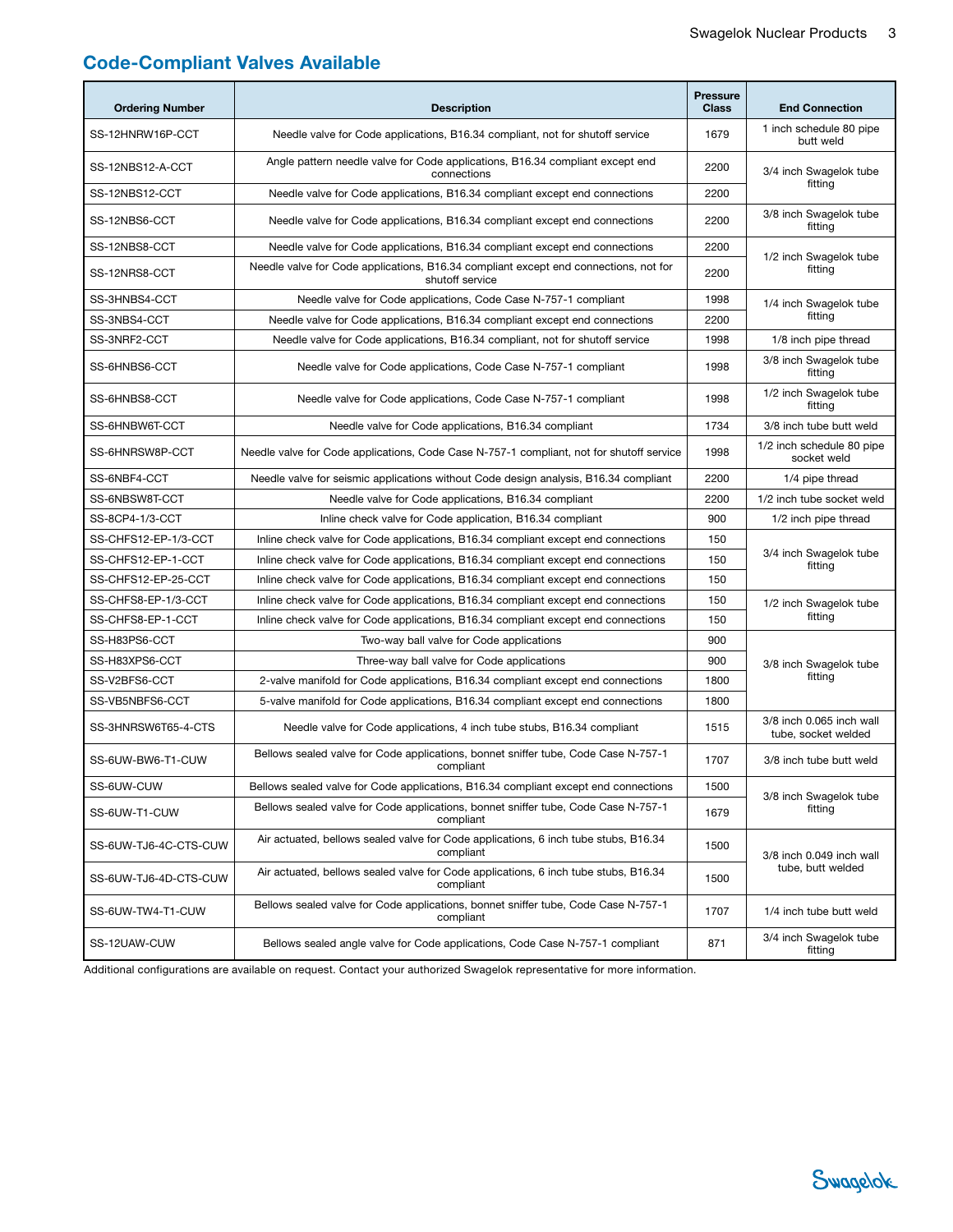## Code-Compliant Valves Available

| Ordering Number | Description | Pressure Class | End Connection |
|---|---|---|---|
| SS-12HNRW16P-CCT | Needle valve for Code applications, B16.34 compliant, not for shutoff service | 1679 | 1 inch schedule 80 pipe butt weld |
| SS-12NBS12-A-CCT | Angle pattern needle valve for Code applications, B16.34 compliant except end connections | 2200 | 3/4 inch Swagelok tube fitting |
| SS-12NBS12-CCT | Needle valve for Code applications, B16.34 compliant except end connections | 2200 | 3/4 inch Swagelok tube fitting |
| SS-12NBS6-CCT | Needle valve for Code applications, B16.34 compliant except end connections | 2200 | 3/8 inch Swagelok tube fitting |
| SS-12NBS8-CCT | Needle valve for Code applications, B16.34 compliant except end connections | 2200 | 1/2 inch Swagelok tube fitting |
| SS-12NRS8-CCT | Needle valve for Code applications, B16.34 compliant except end connections, not for shutoff service | 2200 | 1/2 inch Swagelok tube fitting |
| SS-3HNBS4-CCT | Needle valve for Code applications, Code Case N-757-1 compliant | 1998 | 1/4 inch Swagelok tube fitting |
| SS-3NBS4-CCT | Needle valve for Code applications, B16.34 compliant except end connections | 2200 | 1/4 inch Swagelok tube fitting |
| SS-3NRF2-CCT | Needle valve for Code applications, B16.34 compliant, not for shutoff service | 1998 | 1/8 inch pipe thread |
| SS-6HNBS6-CCT | Needle valve for Code applications, Code Case N-757-1 compliant | 1998 | 3/8 inch Swagelok tube fitting |
| SS-6HNBS8-CCT | Needle valve for Code applications, Code Case N-757-1 compliant | 1998 | 1/2 inch Swagelok tube fitting |
| SS-6HNBW6T-CCT | Needle valve for Code applications, B16.34 compliant | 1734 | 3/8 inch tube butt weld |
| SS-6HNRSW8P-CCT | Needle valve for Code applications, Code Case N-757-1 compliant, not for shutoff service | 1998 | 1/2 inch schedule 80 pipe socket weld |
| SS-6NBF4-CCT | Needle valve for seismic applications without Code design analysis, B16.34 compliant | 2200 | 1/4 pipe thread |
| SS-6NBSW8T-CCT | Needle valve for Code applications, B16.34 compliant | 2200 | 1/2 inch tube socket weld |
| SS-8CP4-1/3-CCT | Inline check valve for Code application, B16.34 compliant | 900 | 1/2 inch pipe thread |
| SS-CHFS12-EP-1/3-CCT | Inline check valve for Code applications, B16.34 compliant except end connections | 150 | 3/4 inch Swagelok tube fitting |
| SS-CHFS12-EP-1-CCT | Inline check valve for Code applications, B16.34 compliant except end connections | 150 | 3/4 inch Swagelok tube fitting |
| SS-CHFS12-EP-25-CCT | Inline check valve for Code applications, B16.34 compliant except end connections | 150 | 3/4 inch Swagelok tube fitting |
| SS-CHFS8-EP-1/3-CCT | Inline check valve for Code applications, B16.34 compliant except end connections | 150 | 1/2 inch Swagelok tube fitting |
| SS-CHFS8-EP-1-CCT | Inline check valve for Code applications, B16.34 compliant except end connections | 150 | 1/2 inch Swagelok tube fitting |
| SS-H83PS6-CCT | Two-way ball valve for Code applications | 900 | 3/8 inch Swagelok tube fitting |
| SS-H83XPS6-CCT | Three-way ball valve for Code applications | 900 | 3/8 inch Swagelok tube fitting |
| SS-V2BFS6-CCT | 2-valve manifold for Code applications, B16.34 compliant except end connections | 1800 | 3/8 inch Swagelok tube fitting |
| SS-VB5NBFS6-CCT | 5-valve manifold for Code applications, B16.34 compliant except end connections | 1800 | 3/8 inch Swagelok tube fitting |
| SS-3HNRSW6T65-4-CTS | Needle valve for Code applications, 4 inch tube stubs, B16.34 compliant | 1515 | 3/8 inch 0.065 inch wall tube, socket welded |
| SS-6UW-BW6-T1-CUW | Bellows sealed valve for Code applications, bonnet sniffer tube, Code Case N-757-1 compliant | 1707 | 3/8 inch tube butt weld |
| SS-6UW-CUW | Bellows sealed valve for Code applications, B16.34 compliant except end connections | 1500 | 3/8 inch Swagelok tube fitting |
| SS-6UW-T1-CUW | Bellows sealed valve for Code applications, bonnet sniffer tube, Code Case N-757-1 compliant | 1679 | 3/8 inch Swagelok tube fitting |
| SS-6UW-TJ6-4C-CTS-CUW | Air actuated, bellows sealed valve for Code applications, 6 inch tube stubs, B16.34 compliant | 1500 | 3/8 inch 0.049 inch wall tube, butt welded |
| SS-6UW-TJ6-4D-CTS-CUW | Air actuated, bellows sealed valve for Code applications, 6 inch tube stubs, B16.34 compliant | 1500 | 3/8 inch 0.049 inch wall tube, butt welded |
| SS-6UW-TW4-T1-CUW | Bellows sealed valve for Code applications, bonnet sniffer tube, Code Case N-757-1 compliant | 1707 | 1/4 inch tube butt weld |
| SS-12UAW-CUW | Bellows sealed angle valve for Code applications, Code Case N-757-1 compliant | 871 | 3/4 inch Swagelok tube fitting |

Additional configurations are available on request. Contact your authorized Swagelok representative for more information.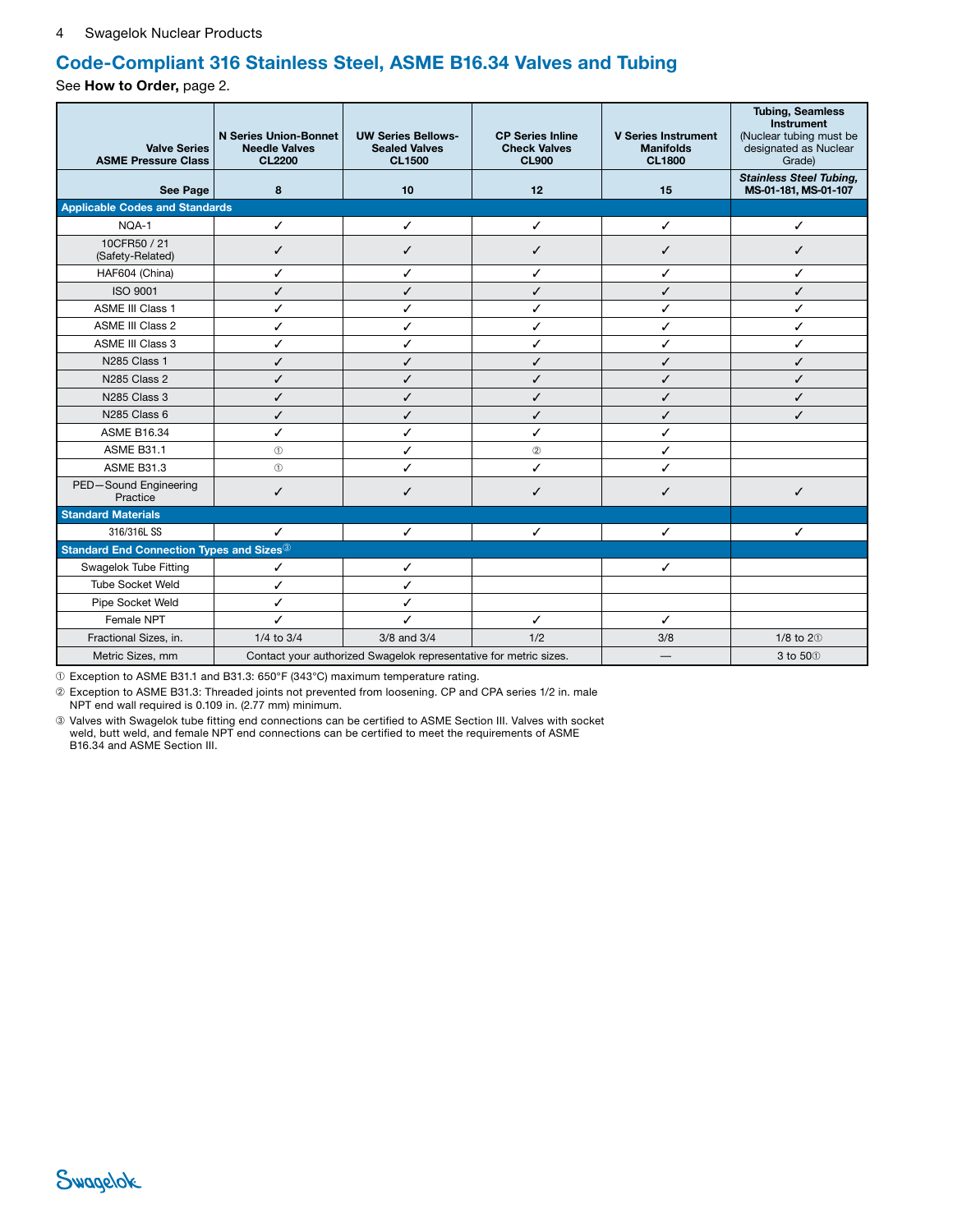## Code-Compliant 316 Stainless Steel, ASME B16.34 Valves and Tubing

See **How to Order,** page 2.

| **Valve Series ASME Pressure Class** | **N Series Union-Bonnet Needle Valves CL2200** | **UW Series Bellows-Sealed Valves CL1500** | **CP Series Inline Check Valves CL900** | **V Series Instrument Manifolds CL1800** | **Tubing, Seamless Instrument** (Nuclear tubing must be designated as Nuclear Grade) |
|---|---|---|---|---|---|
| **See Page** | **8** | **10** | **12** | **15** | ***Stainless Steel Tubing,* MS-01-181, MS-01-107** |
| **Applicable Codes and Standards** | | | | | |
| NQA-1 | ✓ | ✓ | ✓ | ✓ | ✓ |
| 10CFR50 / 21 (Safety-Related) | ✓ | ✓ | ✓ | ✓ | ✓ |
| HAF604 (China) | ✓ | ✓ | ✓ | ✓ | ✓ |
| ISO 9001 | ✓ | ✓ | ✓ | ✓ | ✓ |
| ASME III Class 1 | ✓ | ✓ | ✓ | ✓ | ✓ |
| ASME III Class 2 | ✓ | ✓ | ✓ | ✓ | ✓ |
| ASME III Class 3 | ✓ | ✓ | ✓ | ✓ | ✓ |
| N285 Class 1 | ✓ | ✓ | ✓ | ✓ | ✓ |
| N285 Class 2 | ✓ | ✓ | ✓ | ✓ | ✓ |
| N285 Class 3 | ✓ | ✓ | ✓ | ✓ | ✓ |
| N285 Class 6 | ✓ | ✓ | ✓ | ✓ | ✓ |
| ASME B16.34 | ✓ | ✓ | ✓ | ✓ | |
| ASME B31.1 | ① | ✓ | ② | ✓ | |
| ASME B31.3 | ① | ✓ | ✓ | ✓ | |
| PED—Sound Engineering Practice | ✓ | ✓ | ✓ | ✓ | ✓ |
| **Standard Materials** | | | | | |
| 316/316L SS | ✓ | ✓ | ✓ | ✓ | ✓ |
| **Standard End Connection Types and Sizes③** | | | | | |
| Swagelok Tube Fitting | ✓ | ✓ | | ✓ | |
| Tube Socket Weld | ✓ | ✓ | | | |
| Pipe Socket Weld | ✓ | ✓ | | | |
| Female NPT | ✓ | ✓ | ✓ | ✓ | |
| Fractional Sizes, in. | 1/4 to 3/4 | 3/8 and 3/4 | 1/2 | 3/8 | 1/8 to 2① |
| Metric Sizes, mm | Contact your authorized Swagelok representative for metric sizes. | | | — | 3 to 50① |

① Exception to ASME B31.1 and B31.3: 650°F (343°C) maximum temperature rating.

② Exception to ASME B31.3: Threaded joints not prevented from loosening. CP and CPA series 1/2 in. male NPT end wall required is 0.109 in. (2.77 mm) minimum.

③ Valves with Swagelok tube fitting end connections can be certified to ASME Section III. Valves with socket weld, butt weld, and female NPT end connections can be certified to meet the requirements of ASME B16.34 and ASME Section III.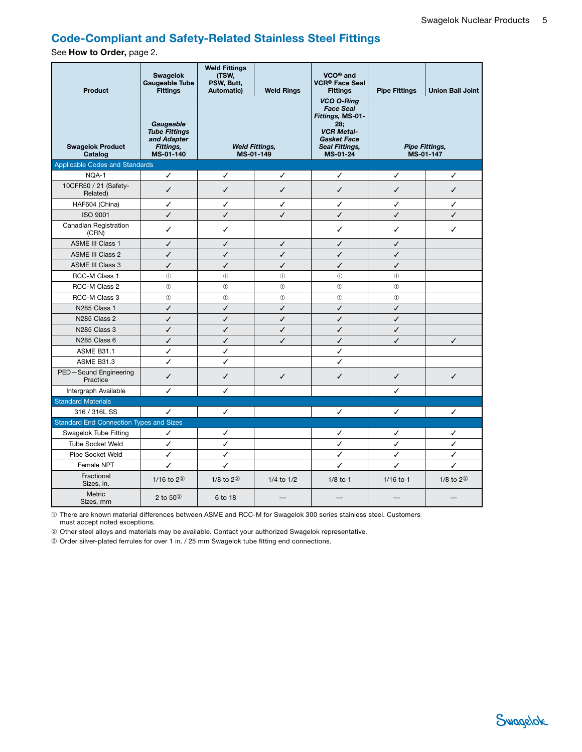## Code-Compliant and Safety-Related Stainless Steel Fittings

See **How to Order,** page 2.

| **Product** | **Swagelok Gaugeable Tube Fittings** | **Weld Fittings (TSW, PSW, Butt, Automatic)** | **Weld Rings** | **VCO® and VCR® Face Seal Fittings** | **Pipe Fittings** | **Union Ball Joint** |
|---|---|---|---|---|---|---|
| **Swagelok Product Catalog** | ***Gaugeable Tube Fittings and Adapter Fittings,* MS-01-140** | ***Weld Fittings,* MS-01-149** | | ***VCO O-Ring Face Seal Fittings,* MS-01-28; *VCR Metal-Gasket Face Seal Fittings,* MS-01-24** | ***Pipe Fittings,* MS-01-147** | |
| **Applicable Codes and Standards** | | | | | | |
| NQA-1 | ✓ | ✓ | ✓ | ✓ | ✓ | ✓ |
| 10CFR50 / 21 (Safety-Related) | ✓ | ✓ | ✓ | ✓ | ✓ | ✓ |
| HAF604 (China) | ✓ | ✓ | ✓ | ✓ | ✓ | ✓ |
| ISO 9001 | ✓ | ✓ | ✓ | ✓ | ✓ | ✓ |
| Canadian Registration (CRN) | ✓ | ✓ | | ✓ | ✓ | ✓ |
| ASME III Class 1 | ✓ | ✓ | ✓ | ✓ | ✓ | |
| ASME III Class 2 | ✓ | ✓ | ✓ | ✓ | ✓ | |
| ASME III Class 3 | ✓ | ✓ | ✓ | ✓ | ✓ | |
| RCC-M Class 1 | ① | ① | ① | ① | ① | |
| RCC-M Class 2 | ① | ① | ① | ① | ① | |
| RCC-M Class 3 | ① | ① | ① | ① | ① | |
| N285 Class 1 | ✓ | ✓ | ✓ | ✓ | ✓ | |
| N285 Class 2 | ✓ | ✓ | ✓ | ✓ | ✓ | |
| N285 Class 3 | ✓ | ✓ | ✓ | ✓ | ✓ | |
| N285 Class 6 | ✓ | ✓ | ✓ | ✓ | ✓ | ✓ |
| ASME B31.1 | ✓ | ✓ | | ✓ | | |
| ASME B31.3 | ✓ | ✓ | | ✓ | | |
| PED—Sound Engineering Practice | ✓ | ✓ | ✓ | ✓ | ✓ | ✓ |
| Intergraph Available | ✓ | ✓ | | | ✓ | |
| **Standard Materials** | | | | | | |
| 316 / 316L SS | ✓ | ✓ | | ✓ | ✓ | ✓ |
| **Standard End Connection Types and Sizes** | | | | | | |
| Swagelok Tube Fitting | ✓ | ✓ | | ✓ | ✓ | ✓ |
| Tube Socket Weld | ✓ | ✓ | | ✓ | ✓ | ✓ |
| Pipe Socket Weld | ✓ | ✓ | | ✓ | ✓ | ✓ |
| Female NPT | ✓ | ✓ | | ✓ | ✓ | ✓ |
| Fractional Sizes, in. | 1/16 to 2③ | 1/8 to 2③ | 1/4 to 1/2 | 1/8 to 1 | 1/16 to 1 | 1/8 to 2③ |
| Metric Sizes, mm | 2 to 50③ | 6 to 18 | — | — | — | — |

① There are known material differences between ASME and RCC-M for Swagelok 300 series stainless steel. Customers must accept noted exceptions.

② Other steel alloys and materials may be available. Contact your authorized Swagelok representative.

③ Order silver-plated ferrules for over 1 in. / 25 mm Swagelok tube fitting end connections.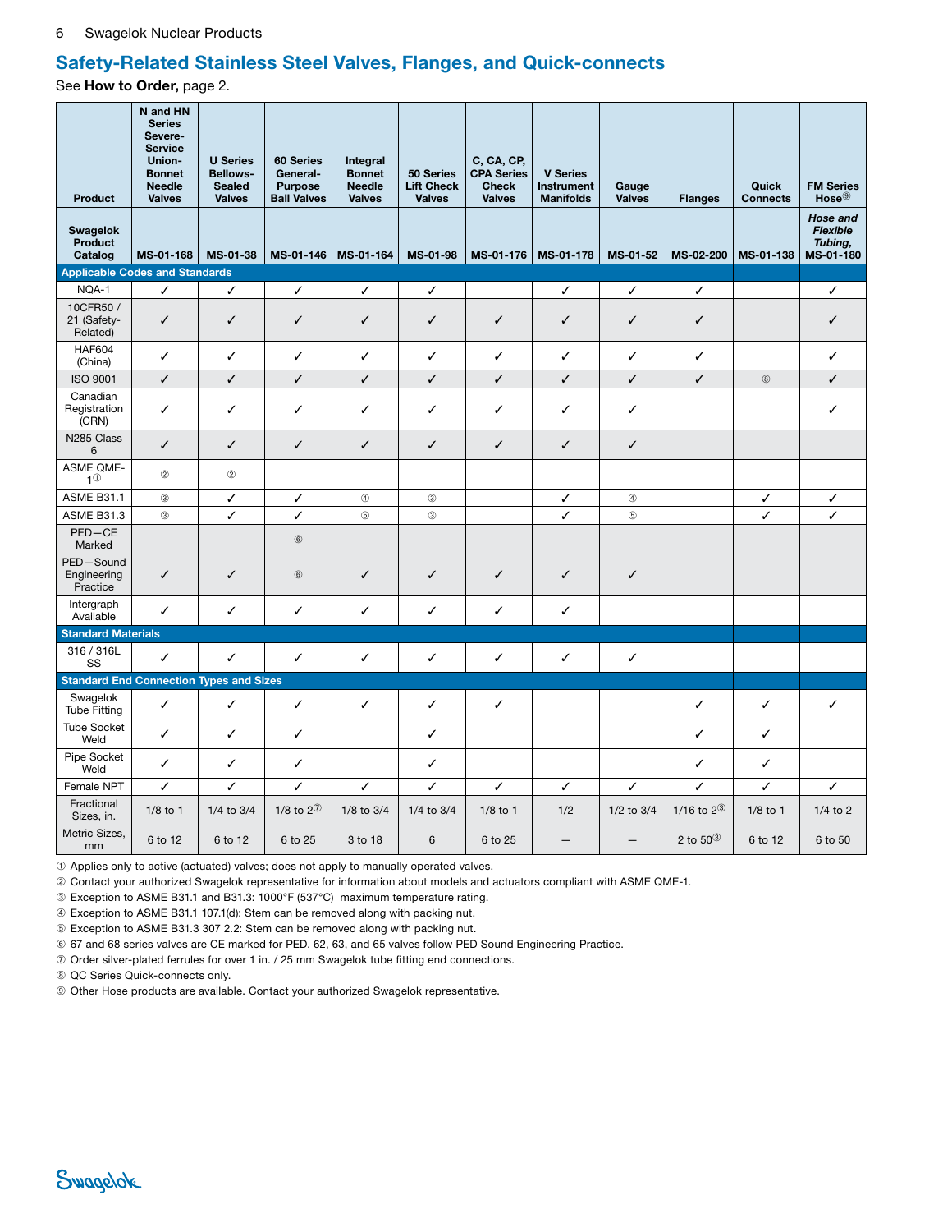## Safety-Related Stainless Steel Valves, Flanges, and Quick-connects

See **How to Order,** page 2.

| Product | N and HN Series Severe-Service Union-Bonnet Needle Valves | U Series Bellows-Sealed Valves | 60 Series General-Purpose Ball Valves | Integral Bonnet Needle Valves | 50 Series Lift Check Valves | C, CA, CP, CPA Series Check Valves | V Series Instrument Manifolds | Gauge Valves | Flanges | Quick Connects | FM Series Hose⑨ |
|---|---|---|---|---|---|---|---|---|---|---|---|
| **Swagelok Product Catalog** | **MS-01-168** | **MS-01-38** | **MS-01-146** | **MS-01-164** | **MS-01-98** | **MS-01-176** | **MS-01-178** | **MS-01-52** | **MS-02-200** | **MS-01-138** | ***Hose and Flexible Tubing,* MS-01-180** |
| **Applicable Codes and Standards** | | | | | | | | | | | |
| NQA-1 | ✓ | ✓ | ✓ | ✓ | ✓ | | ✓ | ✓ | ✓ | | ✓ |
| 10CFR50 / 21 (Safety-Related) | ✓ | ✓ | ✓ | ✓ | ✓ | ✓ | ✓ | ✓ | ✓ | | ✓ |
| HAF604 (China) | ✓ | ✓ | ✓ | ✓ | ✓ | ✓ | ✓ | ✓ | ✓ | | ✓ |
| ISO 9001 | ✓ | ✓ | ✓ | ✓ | ✓ | ✓ | ✓ | ✓ | ✓ | ⑧ | ✓ |
| Canadian Registration (CRN) | ✓ | ✓ | ✓ | ✓ | ✓ | ✓ | ✓ | ✓ | | | ✓ |
| N285 Class 6 | ✓ | ✓ | ✓ | ✓ | ✓ | ✓ | ✓ | ✓ | | | |
| ASME QME-1① | ② | ② | | | | | | | | | |
| ASME B31.1 | ③ | ✓ | ✓ | ④ | ③ | | ✓ | ④ | | ✓ | ✓ |
| ASME B31.3 | ③ | ✓ | ✓ | ⑤ | ③ | | ✓ | ⑤ | | ✓ | ✓ |
| PED—CE Marked | | | ⑥ | | | | | | | | |
| PED—Sound Engineering Practice | ✓ | ✓ | ⑥ | ✓ | ✓ | ✓ | ✓ | ✓ | | | |
| Intergraph Available | ✓ | ✓ | ✓ | ✓ | ✓ | ✓ | ✓ | | | | |
| **Standard Materials** | | | | | | | | | | | |
| 316 / 316L SS | ✓ | ✓ | ✓ | ✓ | ✓ | ✓ | ✓ | ✓ | | | |
| **Standard End Connection Types and Sizes** | | | | | | | | | | | |
| Swagelok Tube Fitting | ✓ | ✓ | ✓ | ✓ | ✓ | ✓ | | | ✓ | ✓ | ✓ |
| Tube Socket Weld | ✓ | ✓ | ✓ | | ✓ | | | | ✓ | ✓ | |
| Pipe Socket Weld | ✓ | ✓ | ✓ | | ✓ | | | | ✓ | ✓ | |
| Female NPT | ✓ | ✓ | ✓ | ✓ | ✓ | ✓ | ✓ | ✓ | ✓ | ✓ | ✓ |
| Fractional Sizes, in. | 1/8 to 1 | 1/4 to 3/4 | 1/8 to 2⑦ | 1/8 to 3/4 | 1/4 to 3/4 | 1/8 to 1 | 1/2 | 1/2 to 3/4 | 1/16 to 2③ | 1/8 to 1 | 1/4 to 2 |
| Metric Sizes, mm | 6 to 12 | 6 to 12 | 6 to 25 | 3 to 18 | 6 | 6 to 25 | — | — | 2 to 50③ | 6 to 12 | 6 to 50 |

① Applies only to active (actuated) valves; does not apply to manually operated valves.
② Contact your authorized Swagelok representative for information about models and actuators compliant with ASME QME-1.
③ Exception to ASME B31.1 and B31.3: 1000°F (537°C) maximum temperature rating.
④ Exception to ASME B31.1 107.1(d): Stem can be removed along with packing nut.
⑤ Exception to ASME B31.3 307 2.2: Stem can be removed along with packing nut.
⑥ 67 and 68 series valves are CE marked for PED. 62, 63, and 65 valves follow PED Sound Engineering Practice.
⑦ Order silver-plated ferrules for over 1 in. / 25 mm Swagelok tube fitting end connections.
⑧ QC Series Quick-connects only.
⑨ Other Hose products are available. Contact your authorized Swagelok representative.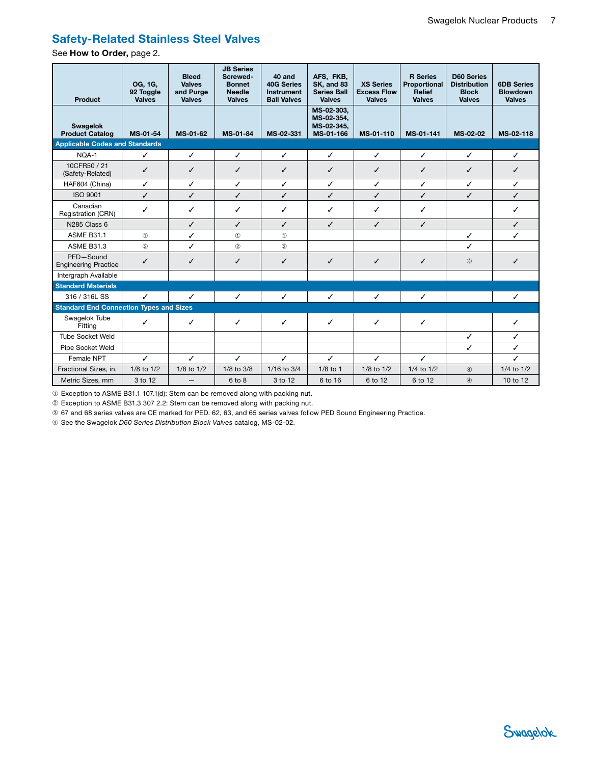## Safety-Related Stainless Steel Valves

See **How to Order,** page 2.

| Product | OG, 1G, 92 Toggle Valves | Bleed Valves and Purge Valves | JB Series Screwed-Bonnet Needle Valves | 40 and 40G Series Instrument Ball Valves | AFS, FKB, SK, and 83 Series Ball Valves | XS Series Excess Flow Valves | R Series Proportional Relief Valves | D60 Series Distribution Block Valves | 6DB Series Blowdown Valves |
|---|---|---|---|---|---|---|---|---|---|
| **Swagelok Product Catalog** | **MS-01-54** | **MS-01-62** | **MS-01-84** | **MS-02-331** | **MS-02-303, MS-02-354, MS-02-345, MS-01-166** | **MS-01-110** | **MS-01-141** | **MS-02-02** | **MS-02-118** |
| **Applicable Codes and Standards** | | | | | | | | | |
| NQA-1 | ✓ | ✓ | ✓ | ✓ | ✓ | ✓ | ✓ | ✓ | ✓ |
| 10CFR50 / 21 (Safety-Related) | ✓ | ✓ | ✓ | ✓ | ✓ | ✓ | ✓ | ✓ | ✓ |
| HAF604 (China) | ✓ | ✓ | ✓ | ✓ | ✓ | ✓ | ✓ | ✓ | ✓ |
| ISO 9001 | ✓ | ✓ | ✓ | ✓ | ✓ | ✓ | ✓ | ✓ | ✓ |
| Canadian Registration (CRN) | ✓ | ✓ | ✓ | ✓ | ✓ | ✓ | ✓ | | ✓ |
| N285 Class 6 | | ✓ | ✓ | ✓ | ✓ | ✓ | ✓ | | ✓ |
| ASME B31.1 | ① | ✓ | ① | ① | | | | ✓ | ✓ |
| ASME B31.3 | ② | ✓ | ② | ② | | | | ✓ | |
| PED—Sound Engineering Practice | ✓ | ✓ | ✓ | ✓ | ✓ | ✓ | ✓ | ③ | ✓ |
| Intergraph Available | | | | | | | | | |
| **Standard Materials** | | | | | | | | | |
| 316 / 316L SS | ✓ | ✓ | ✓ | ✓ | ✓ | ✓ | ✓ | | ✓ |
| **Standard End Connection Types and Sizes** | | | | | | | | | |
| Swagelok Tube Fitting | ✓ | ✓ | ✓ | ✓ | ✓ | ✓ | ✓ | | ✓ |
| Tube Socket Weld | | | | | | | | ✓ | ✓ |
| Pipe Socket Weld | | | | | | | | ✓ | ✓ |
| Female NPT | ✓ | ✓ | ✓ | ✓ | ✓ | ✓ | ✓ | | ✓ |
| Fractional Sizes, in. | 1/8 to 1/2 | 1/8 to 1/2 | 1/8 to 3/8 | 1/16 to 3/4 | 1/8 to 1 | 1/8 to 1/2 | 1/4 to 1/2 | ④ | 1/4 to 1/2 |
| Metric Sizes, mm | 3 to 12 | — | 6 to 8 | 3 to 12 | 6 to 16 | 6 to 12 | 6 to 12 | ④ | 10 to 12 |

① Exception to ASME B31.1 107.1(d): Stem can be removed along with packing nut.

② Exception to ASME B31.3 307 2.2: Stem can be removed along with packing nut.

③ 67 and 68 series valves are CE marked for PED. 62, 63, and 65 series valves follow PED Sound Engineering Practice.

④ See the Swagelok *D60 Series Distribution Block Valves* catalog, MS-02-02.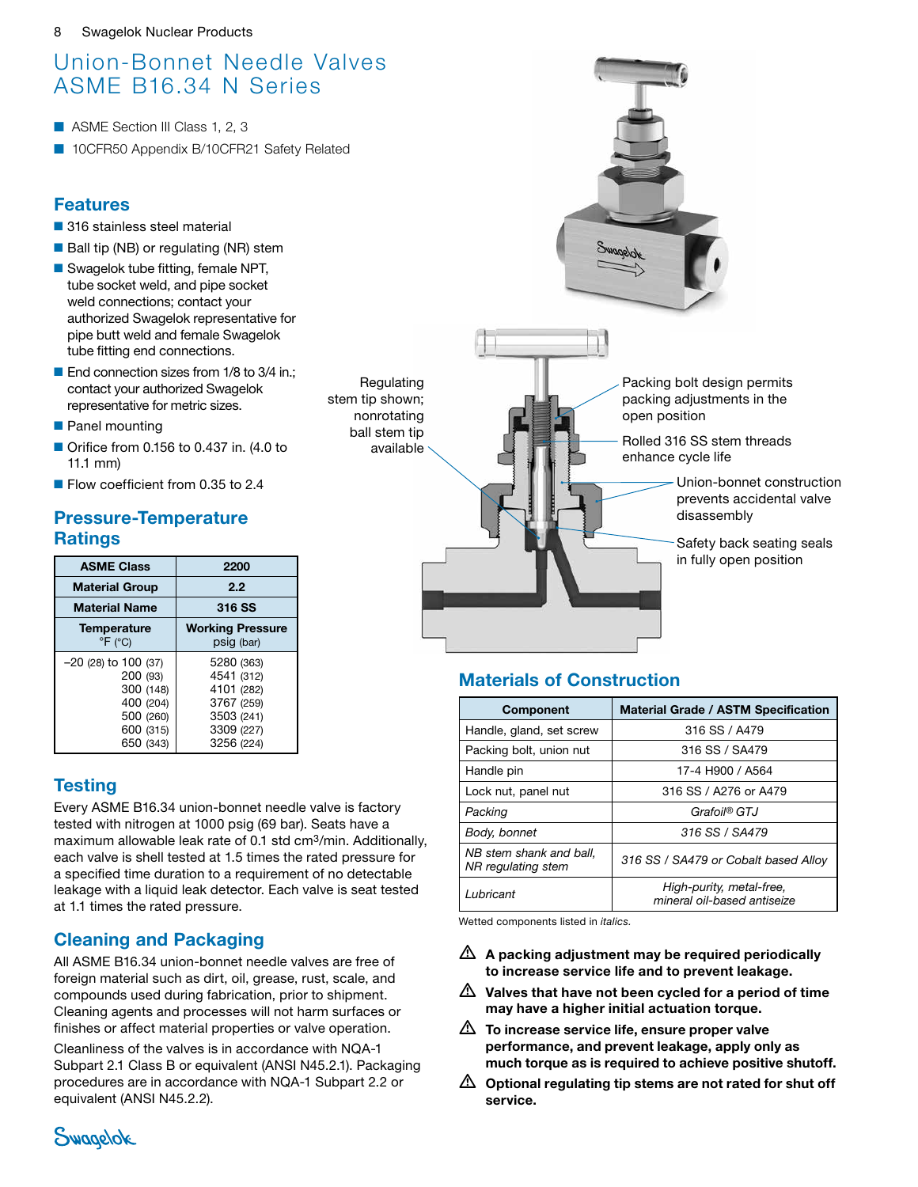// Union-Bonnet Needle Valves ASME B16.34 N Series

# Union-Bonnet Needle Valves ASME B16.34 N Series

- ASME Section III Class 1, 2, 3
- 10CFR50 Appendix B/10CFR21 Safety Related

## Features

- 316 stainless steel material
- Ball tip (NB) or regulating (NR) stem
- Swagelok tube fitting, female NPT, tube socket weld, and pipe socket weld connections; contact your authorized Swagelok representative for pipe butt weld and female Swagelok tube fitting end connections.
- End connection sizes from 1/8 to 3/4 in.; contact your authorized Swagelok representative for metric sizes.
- Panel mounting
- Orifice from 0.156 to 0.437 in. (4.0 to 11.1 mm)
- Flow coefficient from 0.35 to 2.4

Regulating stem tip shown; nonrotating ball stem tip available

Packing bolt design permits packing adjustments in the open position

Rolled 316 SS stem threads enhance cycle life

Union-bonnet construction prevents accidental valve disassembly

Safety back seating seals in fully open position

## Pressure-Temperature Ratings

| ASME Class | 2200 |
|---|---|
| **Material Group** | **2.2** |
| **Material Name** | **316 SS** |
| **Temperature** °F (°C) | **Working Pressure** psig (bar) |
| –20 (28) to 100 (37) | 5280 (363) |
| 200 (93) | 4541 (312) |
| 300 (148) | 4101 (282) |
| 400 (204) | 3767 (259) |
| 500 (260) | 3503 (241) |
| 600 (315) | 3309 (227) |
| 650 (343) | 3256 (224) |

## Materials of Construction

| Component | Material Grade / ASTM Specification |
|---|---|
| Handle, gland, set screw | 316 SS / A479 |
| Packing bolt, union nut | 316 SS / SA479 |
| Handle pin | 17-4 H900 / A564 |
| Lock nut, panel nut | 316 SS / A276 or A479 |
| *Packing* | *Grafoil® GTJ* |
| *Body, bonnet* | *316 SS / SA479* |
| *NB stem shank and ball, NR regulating stem* | *316 SS / SA479 or Cobalt based Alloy* |
| *Lubricant* | *High-purity, metal-free, mineral oil-based antiseize* |

Wetted components listed in *italics*.

⚠ **A packing adjustment may be required periodically to increase service life and to prevent leakage.**

⚠ **Valves that have not been cycled for a period of time may have a higher initial actuation torque.**

⚠ **To increase service life, ensure proper valve performance, and prevent leakage, apply only as much torque as is required to achieve positive shutoff.**

⚠ **Optional regulating tip stems are not rated for shut off service.**

## Testing

Every ASME B16.34 union-bonnet needle valve is factory tested with nitrogen at 1000 psig (69 bar). Seats have a maximum allowable leak rate of 0.1 std cm$^3$/min. Additionally, each valve is shell tested at 1.5 times the rated pressure for a specified time duration to a requirement of no detectable leakage with a liquid leak detector. Each valve is seat tested at 1.1 times the rated pressure.

## Cleaning and Packaging

All ASME B16.34 union-bonnet needle valves are free of foreign material such as dirt, oil, grease, rust, scale, and compounds used during fabrication, prior to shipment. Cleaning agents and processes will not harm surfaces or finishes or affect material properties or valve operation.

Cleanliness of the valves is in accordance with NQA-1 Subpart 2.1 Class B or equivalent (ANSI N45.2.1). Packaging procedures are in accordance with NQA-1 Subpart 2.2 or equivalent (ANSI N45.2.2).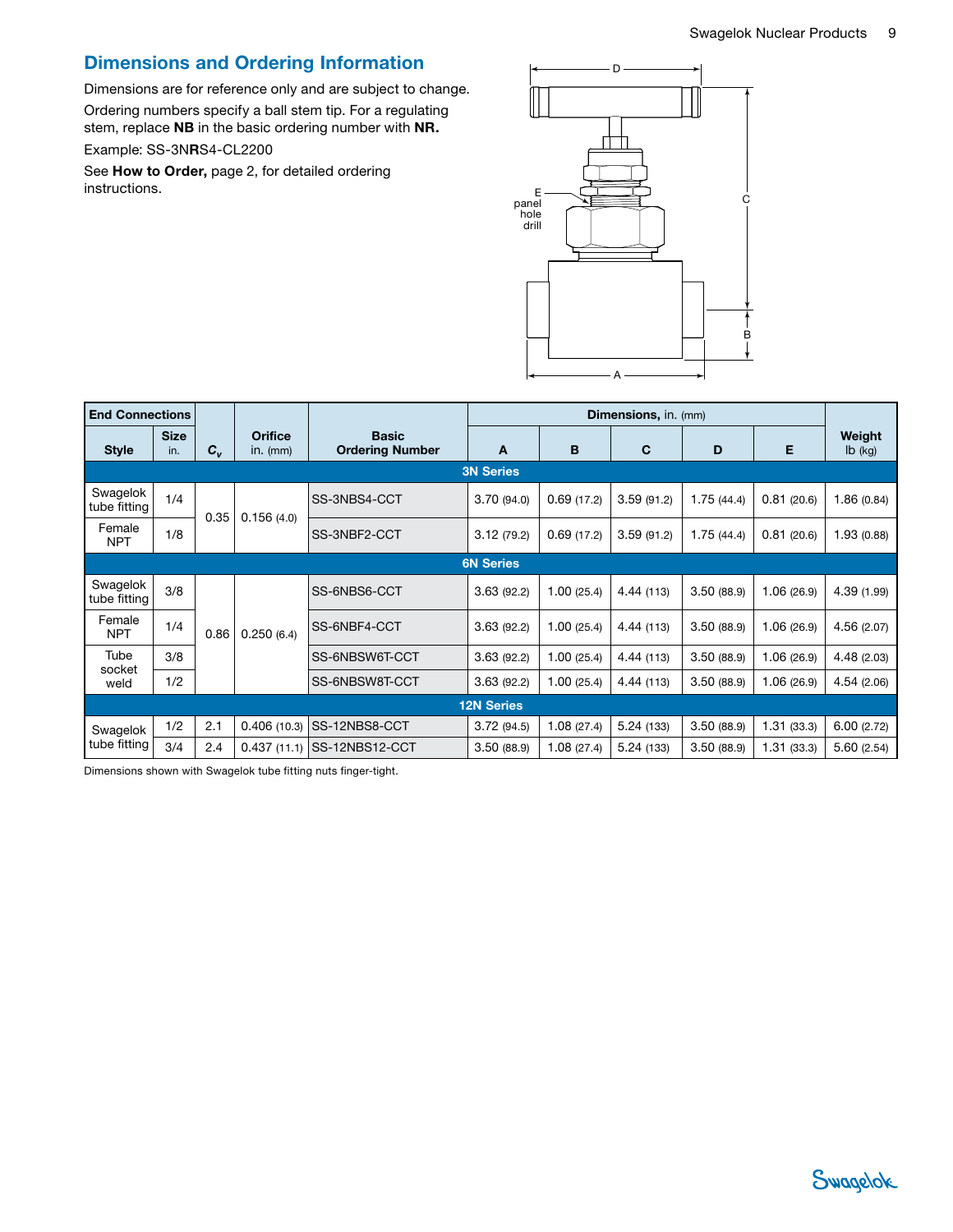## Dimensions and Ordering Information

Dimensions are for reference only and are subject to change.

Ordering numbers specify a ball stem tip. For a regulating stem, replace **NB** in the basic ordering number with **NR.**

Example: SS-3N**R**S4-CL2200

See **How to Order,** page 2, for detailed ordering instructions.

| End Connections | | $C_v$ | Orifice | Basic | Dimensions, in. (mm) | | | | | Weight |
|---|---|---|---|---|---|---|---|---|---|---|
| Style | Size in. | | in. (mm) | Ordering Number | A | B | C | D | E | lb (kg) |
| **3N Series** | | | | | | | | | | |
| Swagelok tube fitting | 1/4 | 0.35 | 0.156 (4.0) | SS-3NBS4-CCT | 3.70 (94.0) | 0.69 (17.2) | 3.59 (91.2) | 1.75 (44.4) | 0.81 (20.6) | 1.86 (0.84) |
| Female NPT | 1/8 | 0.35 | 0.156 (4.0) | SS-3NBF2-CCT | 3.12 (79.2) | 0.69 (17.2) | 3.59 (91.2) | 1.75 (44.4) | 0.81 (20.6) | 1.93 (0.88) |
| **6N Series** | | | | | | | | | | |
| Swagelok tube fitting | 3/8 | 0.86 | 0.250 (6.4) | SS-6NBS6-CCT | 3.63 (92.2) | 1.00 (25.4) | 4.44 (113) | 3.50 (88.9) | 1.06 (26.9) | 4.39 (1.99) |
| Female NPT | 1/4 | 0.86 | 0.250 (6.4) | SS-6NBF4-CCT | 3.63 (92.2) | 1.00 (25.4) | 4.44 (113) | 3.50 (88.9) | 1.06 (26.9) | 4.56 (2.07) |
| Tube socket weld | 3/8 | 0.86 | 0.250 (6.4) | SS-6NBSW6T-CCT | 3.63 (92.2) | 1.00 (25.4) | 4.44 (113) | 3.50 (88.9) | 1.06 (26.9) | 4.48 (2.03) |
| Tube socket weld | 1/2 | 0.86 | 0.250 (6.4) | SS-6NBSW8T-CCT | 3.63 (92.2) | 1.00 (25.4) | 4.44 (113) | 3.50 (88.9) | 1.06 (26.9) | 4.54 (2.06) |
| **12N Series** | | | | | | | | | | |
| Swagelok tube fitting | 1/2 | 2.1 | 0.406 (10.3) | SS-12NBS8-CCT | 3.72 (94.5) | 1.08 (27.4) | 5.24 (133) | 3.50 (88.9) | 1.31 (33.3) | 6.00 (2.72) |
| Swagelok tube fitting | 3/4 | 2.4 | 0.437 (11.1) | SS-12NBS12-CCT | 3.50 (88.9) | 1.08 (27.4) | 5.24 (133) | 3.50 (88.9) | 1.31 (33.3) | 5.60 (2.54) |

Dimensions shown with Swagelok tube fitting nuts finger-tight.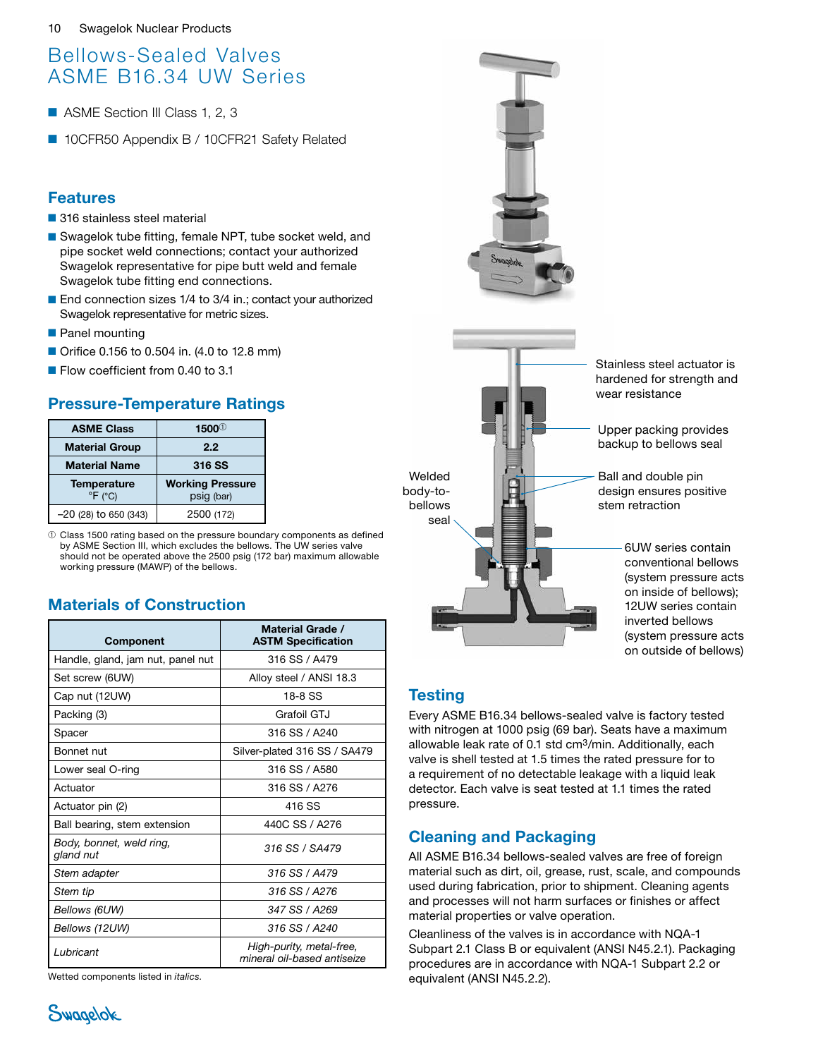# Bellows-Sealed Valves ASME B16.34 UW Series

- ASME Section III Class 1, 2, 3
- 10CFR50 Appendix B / 10CFR21 Safety Related

## Features

- 316 stainless steel material
- Swagelok tube fitting, female NPT, tube socket weld, and pipe socket weld connections; contact your authorized Swagelok representative for pipe butt weld and female Swagelok tube fitting end connections.
- End connection sizes 1/4 to 3/4 in.; contact your authorized Swagelok representative for metric sizes.
- Panel mounting
- Orifice 0.156 to 0.504 in. (4.0 to 12.8 mm)
- Flow coefficient from 0.40 to 3.1

## Pressure-Temperature Ratings

| ASME Class | 1500① |
|---|---|
| Material Group | 2.2 |
| Material Name | 316 SS |
| Temperature °F (°C) | Working Pressure psig (bar) |
| –20 (28) to 650 (343) | 2500 (172) |

① Class 1500 rating based on the pressure boundary components as defined by ASME Section III, which excludes the bellows. The UW series valve should not be operated above the 2500 psig (172 bar) maximum allowable working pressure (MAWP) of the bellows.

## Materials of Construction

| Component | Material Grade / ASTM Specification |
|---|---|
| Handle, gland, jam nut, panel nut | 316 SS / A479 |
| Set screw (6UW) | Alloy steel / ANSI 18.3 |
| Cap nut (12UW) | 18-8 SS |
| Packing (3) | Grafoil GTJ |
| Spacer | 316 SS / A240 |
| Bonnet nut | Silver-plated 316 SS / SA479 |
| Lower seal O-ring | 316 SS / A580 |
| Actuator | 316 SS / A276 |
| Actuator pin (2) | 416 SS |
| Ball bearing, stem extension | 440C SS / A276 |
| *Body, bonnet, weld ring, gland nut* | *316 SS / SA479* |
| *Stem adapter* | *316 SS / A479* |
| *Stem tip* | *316 SS / A276* |
| *Bellows (6UW)* | *347 SS / A269* |
| *Bellows (12UW)* | *316 SS / A240* |
| *Lubricant* | *High-purity, metal-free, mineral oil-based antiseize* |

Wetted components listed in *italics*.

Stainless steel actuator is hardened for strength and wear resistance

Upper packing provides backup to bellows seal

Welded body-to-bellows seal

Ball and double pin design ensures positive stem retraction

6UW series contain conventional bellows (system pressure acts on inside of bellows); 12UW series contain inverted bellows (system pressure acts on outside of bellows)

## Testing

Every ASME B16.34 bellows-sealed valve is factory tested with nitrogen at 1000 psig (69 bar). Seats have a maximum allowable leak rate of 0.1 std cm$^3$/min. Additionally, each valve is shell tested at 1.5 times the rated pressure for to a requirement of no detectable leakage with a liquid leak detector. Each valve is seat tested at 1.1 times the rated pressure.

## Cleaning and Packaging

All ASME B16.34 bellows-sealed valves are free of foreign material such as dirt, oil, grease, rust, scale, and compounds used during fabrication, prior to shipment. Cleaning agents and processes will not harm surfaces or finishes or affect material properties or valve operation.

Cleanliness of the valves is in accordance with NQA-1 Subpart 2.1 Class B or equivalent (ANSI N45.2.1). Packaging procedures are in accordance with NQA-1 Subpart 2.2 or equivalent (ANSI N45.2.2).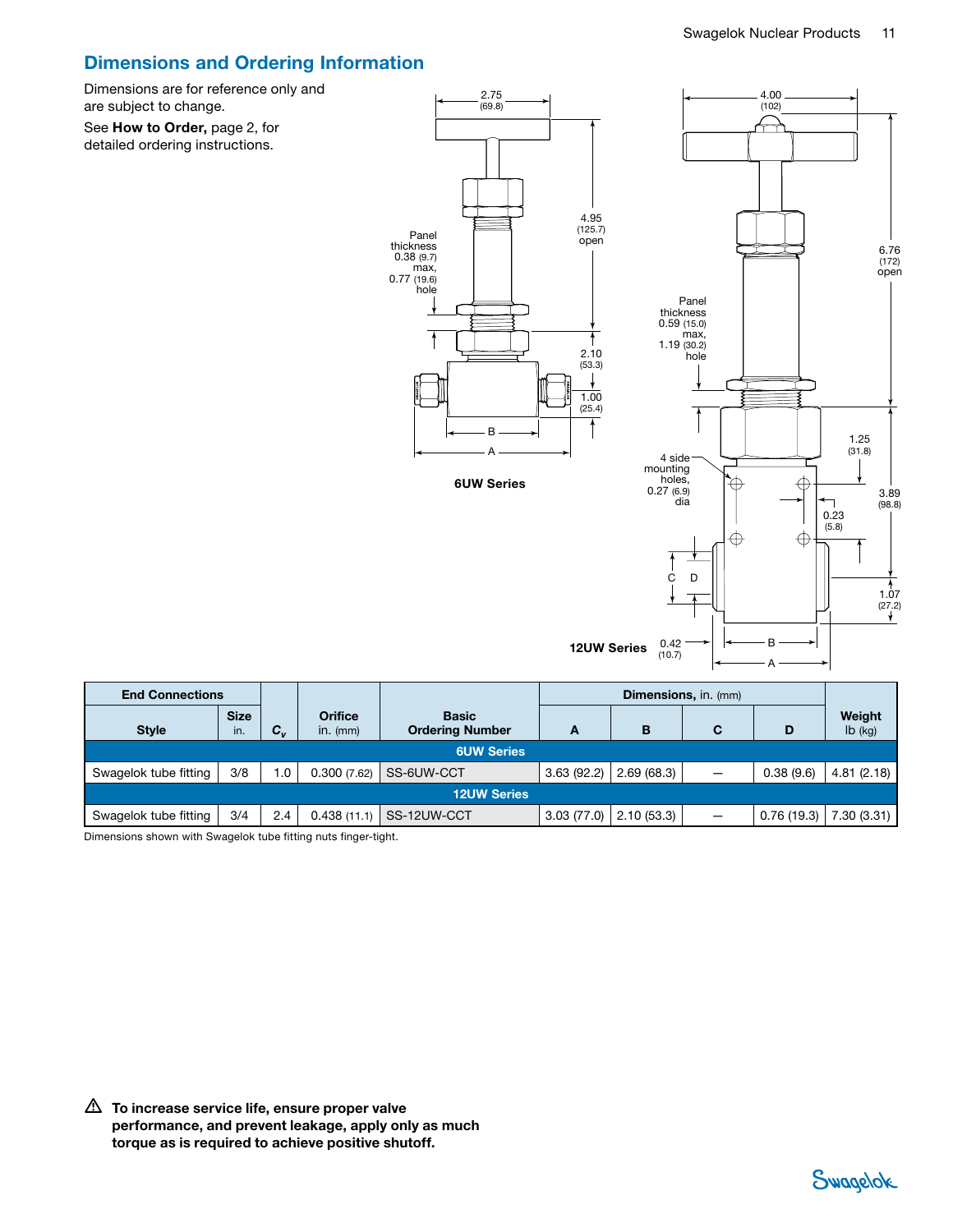## Dimensions and Ordering Information

Dimensions are for reference only and are subject to change.

See **How to Order,** page 2, for detailed ordering instructions.

6UW Series

12UW Series

| End Connections | | | | | Dimensions, in. (mm) | | | | |
|---|---|---|---|---|---|---|---|---|---|
| Style | Size in. | $C_v$ | Orifice in. (mm) | Basic Ordering Number | A | B | C | D | Weight lb (kg) |
| **6UW Series** | | | | | | | | | |
| Swagelok tube fitting | 3/8 | 1.0 | 0.300 (7.62) | SS-6UW-CCT | 3.63 (92.2) | 2.69 (68.3) | — | 0.38 (9.6) | 4.81 (2.18) |
| **12UW Series** | | | | | | | | | |
| Swagelok tube fitting | 3/4 | 2.4 | 0.438 (11.1) | SS-12UW-CCT | 3.03 (77.0) | 2.10 (53.3) | — | 0.76 (19.3) | 7.30 (3.31) |

Dimensions shown with Swagelok tube fitting nuts finger-tight.

⚠ **To increase service life, ensure proper valve performance, and prevent leakage, apply only as much torque as is required to achieve positive shutoff.**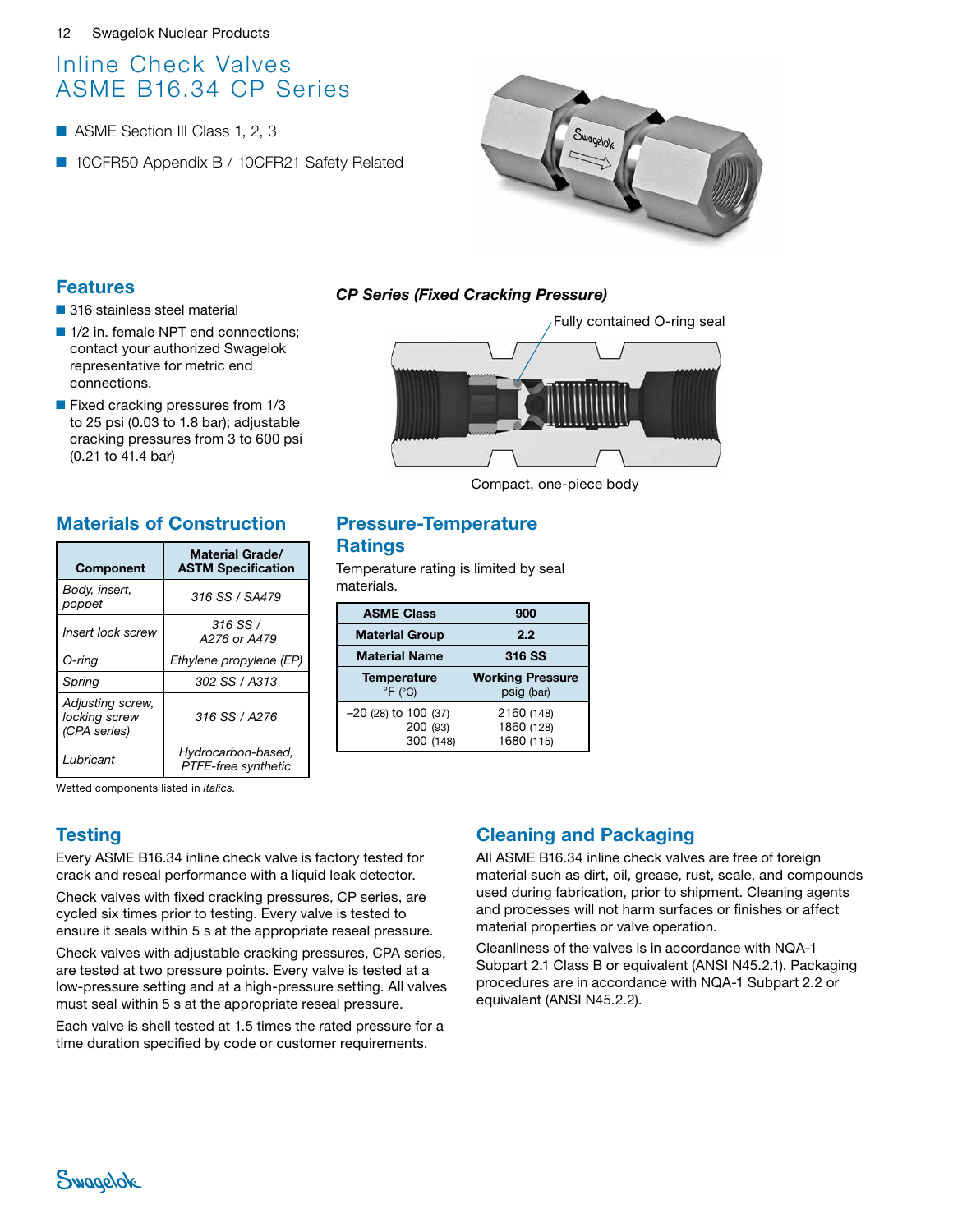# Inline Check Valves ASME B16.34 CP Series

- ASME Section III Class 1, 2, 3
- 10CFR50 Appendix B / 10CFR21 Safety Related

## Features

- 316 stainless steel material
- 1/2 in. female NPT end connections; contact your authorized Swagelok representative for metric end connections.
- Fixed cracking pressures from 1/3 to 25 psi (0.03 to 1.8 bar); adjustable cracking pressures from 3 to 600 psi (0.21 to 41.4 bar)

### *CP Series (Fixed Cracking Pressure)*

Fully contained O-ring seal

Compact, one-piece body

## Materials of Construction

| Component | Material Grade/ ASTM Specification |
|---|---|
| *Body, insert, poppet* | *316 SS / SA479* |
| Insert lock screw | 316 SS / A276 or A479 |
| *O-ring* | *Ethylene propylene (EP)* |
| *Spring* | *302 SS / A313* |
| Adjusting screw, locking screw (CPA series) | 316 SS / A276 |
| *Lubricant* | *Hydrocarbon-based, PTFE-free synthetic* |

Wetted components listed in *italics.*

## Pressure-Temperature Ratings

Temperature rating is limited by seal materials.

| ASME Class | 900 |
|---|---|
| **Material Group** | **2.2** |
| **Material Name** | **316 SS** |
| **Temperature °F (°C)** | **Working Pressure psig (bar)** |
| –20 (28) to 100 (37) | 2160 (148) |
| 200 (93) | 1860 (128) |
| 300 (148) | 1680 (115) |

## Testing

Every ASME B16.34 inline check valve is factory tested for crack and reseal performance with a liquid leak detector.

Check valves with fixed cracking pressures, CP series, are cycled six times prior to testing. Every valve is tested to ensure it seals within 5 s at the appropriate reseal pressure.

Check valves with adjustable cracking pressures, CPA series, are tested at two pressure points. Every valve is tested at a low-pressure setting and at a high-pressure setting. All valves must seal within 5 s at the appropriate reseal pressure.

Each valve is shell tested at 1.5 times the rated pressure for a time duration specified by code or customer requirements.

## Cleaning and Packaging

All ASME B16.34 inline check valves are free of foreign material such as dirt, oil, grease, rust, scale, and compounds used during fabrication, prior to shipment. Cleaning agents and processes will not harm surfaces or finishes or affect material properties or valve operation.

Cleanliness of the valves is in accordance with NQA-1 Subpart 2.1 Class B or equivalent (ANSI N45.2.1). Packaging procedures are in accordance with NQA-1 Subpart 2.2 or equivalent (ANSI N45.2.2).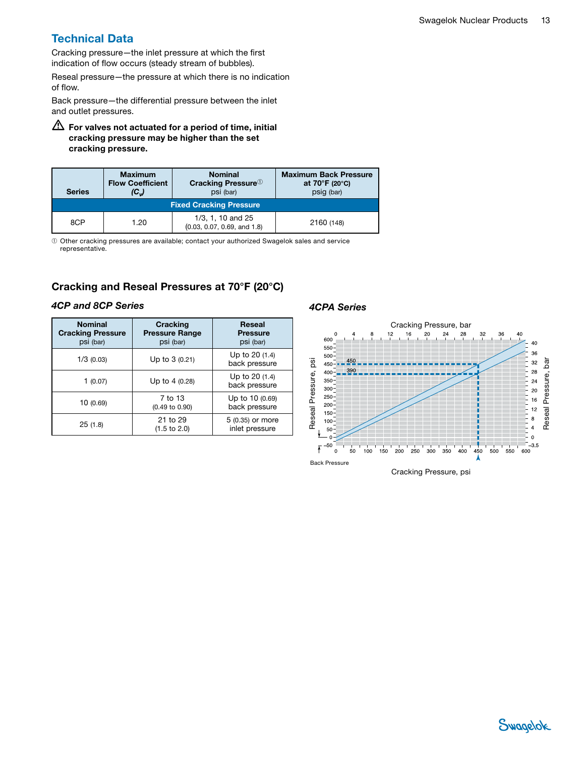## Technical Data

Cracking pressure—the inlet pressure at which the first indication of flow occurs (steady stream of bubbles).

Reseal pressure—the pressure at which there is no indication of flow.

Back pressure—the differential pressure between the inlet and outlet pressures.

⚠ **For valves not actuated for a period of time, initial cracking pressure may be higher than the set cracking pressure.**

| Series | Maximum Flow Coefficient ($C_v$) | Nominal Cracking Pressure① psi (bar) | Maximum Back Pressure at 70°F (20°C) psig (bar) |
|---|---|---|---|
| **Fixed Cracking Pressure** | | | |
| 8CP | 1.20 | 1/3, 1, 10 and 25 (0.03, 0.07, 0.69, and 1.8) | 2160 (148) |

① Other cracking pressures are available; contact your authorized Swagelok sales and service representative.

## Cracking and Reseal Pressures at 70°F (20°C)

### *4CP and 8CP Series*

| Nominal Cracking Pressure psi (bar) | Cracking Pressure Range psi (bar) | Reseal Pressure psi (bar) |
|---|---|---|
| 1/3 (0.03) | Up to 3 (0.21) | Up to 20 (1.4) back pressure |
| 1 (0.07) | Up to 4 (0.28) | Up to 20 (1.4) back pressure |
| 10 (0.69) | 7 to 13 (0.49 to 0.90) | Up to 10 (0.69) back pressure |
| 25 (1.8) | 21 to 29 (1.5 to 2.0) | 5 (0.35) or more inlet pressure |

### *4CPA Series*

Cracking Pressure, bar: 0, 4, 8, 12, 16, 20, 24, 28, 32, 36, 40

Reseal Pressure, psi: −50, 0, 50, 100, 150, 200, 250, 300, 350, 400, 450, 500, 550, 600

Reseal Pressure, bar: −3.5, 0, 4, 8, 12, 16, 20, 24, 28, 32, 36, 40

Cracking Pressure, psi: 0, 50, 100, 150, 200, 250, 300, 350, 400, 450, 500, 550, 600

450

390

Back Pressure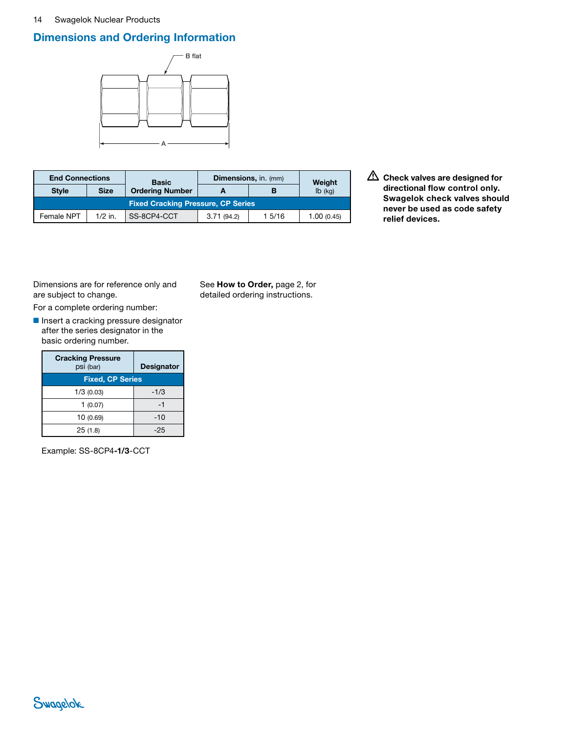## Dimensions and Ordering Information

B flat

A

| End Connections | | Basic Ordering Number | Dimensions, in. (mm) | | Weight lb (kg) |
|---|---|---|---|---|---|
| Style | Size | | A | B | |
| Fixed Cracking Pressure, CP Series | | | | | |
| Female NPT | 1/2 in. | SS-8CP4-CCT | 3.71 (94.2) | 1 5/16 | 1.00 (0.45) |

⚠ **Check valves are designed for directional flow control only. Swagelok check valves should never be used as code safety relief devices.**

Dimensions are for reference only and are subject to change.

For a complete ordering number:

- Insert a cracking pressure designator after the series designator in the basic ordering number.

| Cracking Pressure psi (bar) | Designator |
|---|---|
| Fixed, CP Series | |
| 1/3 (0.03) | -1/3 |
| 1 (0.07) | -1 |
| 10 (0.69) | -10 |
| 25 (1.8) | -25 |

Example: SS-8CP4-**1/3**-CCT

See **How to Order,** page 2, for detailed ordering instructions.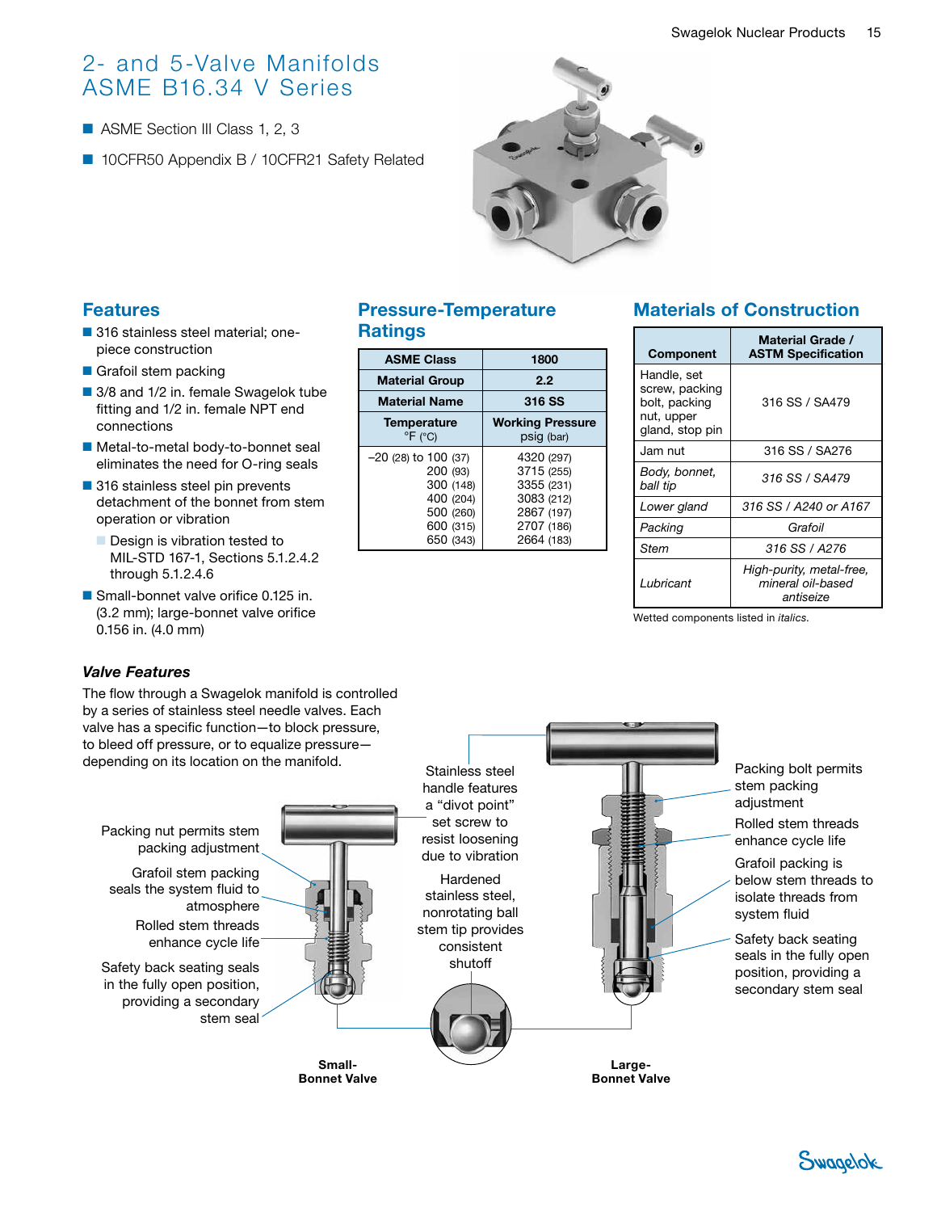# 2- and 5-Valve Manifolds ASME B16.34 V Series

- ASME Section III Class 1, 2, 3
- 10CFR50 Appendix B / 10CFR21 Safety Related

## Features

- 316 stainless steel material; one-piece construction
- Grafoil stem packing
- 3/8 and 1/2 in. female Swagelok tube fitting and 1/2 in. female NPT end connections
- Metal-to-metal body-to-bonnet seal eliminates the need for O-ring seals
- 316 stainless steel pin prevents detachment of the bonnet from stem operation or vibration
  - Design is vibration tested to MIL-STD 167-1, Sections 5.1.2.4.2 through 5.1.2.4.6
- Small-bonnet valve orifice 0.125 in. (3.2 mm); large-bonnet valve orifice 0.156 in. (4.0 mm)

## Pressure-Temperature Ratings

| ASME Class | 1800 |
|---|---|
| Material Group | 2.2 |
| Material Name | 316 SS |
| Temperature °F (°C) | Working Pressure psig (bar) |
| −20 (28) to 100 (37) | 4320 (297) |
| 200 (93) | 3715 (255) |
| 300 (148) | 3355 (231) |
| 400 (204) | 3083 (212) |
| 500 (260) | 2867 (197) |
| 600 (315) | 2707 (186) |
| 650 (343) | 2664 (183) |

## Materials of Construction

| Component | Material Grade / ASTM Specification |
|---|---|
| Handle, set screw, packing bolt, packing nut, upper gland, stop pin | 316 SS / SA479 |
| Jam nut | 316 SS / SA276 |
| *Body, bonnet, ball tip* | *316 SS / SA479* |
| *Lower gland* | *316 SS / A240 or A167* |
| *Packing* | *Grafoil* |
| *Stem* | *316 SS / A276* |
| *Lubricant* | *High-purity, metal-free, mineral oil-based antiseize* |

Wetted components listed in *italics*.

### *Valve Features*

The flow through a Swagelok manifold is controlled by a series of stainless steel needle valves. Each valve has a specific function—to block pressure, to bleed off pressure, or to equalize pressure—depending on its location on the manifold.

Packing nut permits stem packing adjustment

Grafoil stem packing seals the system fluid to atmosphere

Rolled stem threads enhance cycle life

Safety back seating seals in the fully open position, providing a secondary stem seal

Stainless steel handle features a "divot point" set screw to resist loosening due to vibration

Hardened stainless steel, nonrotating ball stem tip provides consistent shutoff

Packing bolt permits stem packing adjustment

Rolled stem threads enhance cycle life

Grafoil packing is below stem threads to isolate threads from system fluid

Safety back seating seals in the fully open position, providing a secondary stem seal

**Small-Bonnet Valve**

**Large-Bonnet Valve**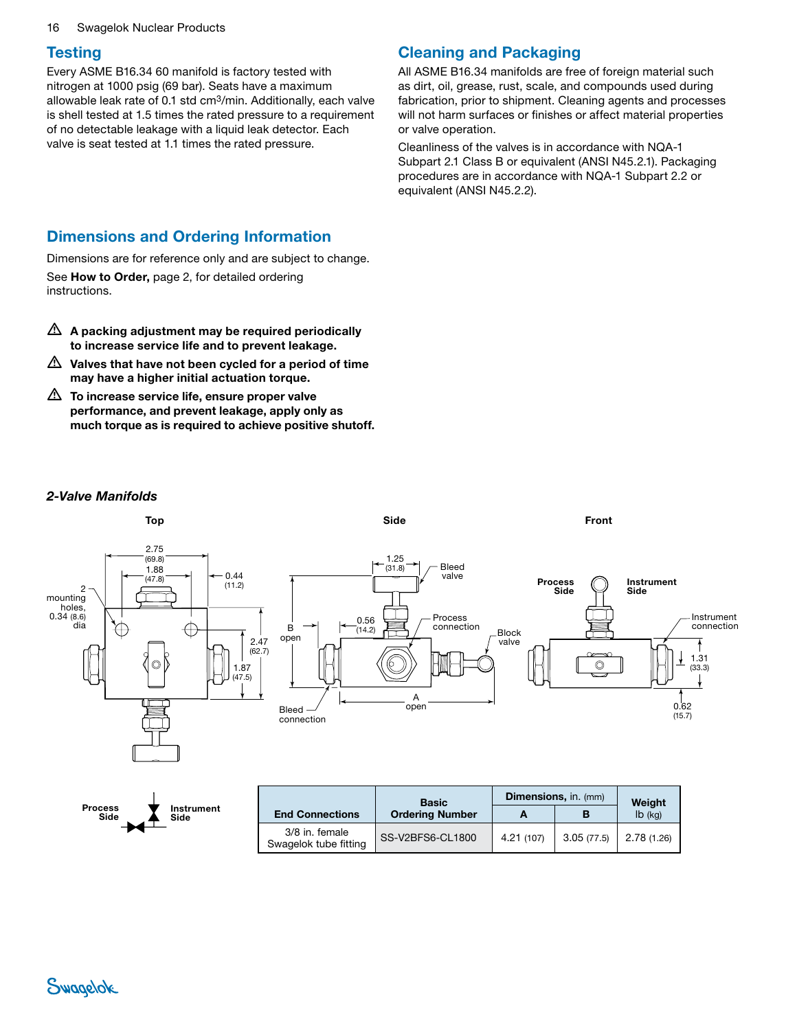## Testing

Every ASME B16.34 60 manifold is factory tested with nitrogen at 1000 psig (69 bar). Seats have a maximum allowable leak rate of 0.1 std cm$^3$/min. Additionally, each valve is shell tested at 1.5 times the rated pressure to a requirement of no detectable leakage with a liquid leak detector. Each valve is seat tested at 1.1 times the rated pressure.

## Cleaning and Packaging

All ASME B16.34 manifolds are free of foreign material such as dirt, oil, grease, rust, scale, and compounds used during fabrication, prior to shipment. Cleaning agents and processes will not harm surfaces or finishes or affect material properties or valve operation.

Cleanliness of the valves is in accordance with NQA-1 Subpart 2.1 Class B or equivalent (ANSI N45.2.1). Packaging procedures are in accordance with NQA-1 Subpart 2.2 or equivalent (ANSI N45.2.2).

## Dimensions and Ordering Information

Dimensions are for reference only and are subject to change.

See **How to Order,** page 2, for detailed ordering instructions.

⚠ **A packing adjustment may be required periodically to increase service life and to prevent leakage.**

⚠ **Valves that have not been cycled for a period of time may have a higher initial actuation torque.**

⚠ **To increase service life, ensure proper valve performance, and prevent leakage, apply only as much torque as is required to achieve positive shutoff.**

### *2-Valve Manifolds*

| End Connections | Basic Ordering Number | Dimensions, in. (mm) | | Weight lb (kg) |
|---|---|---|---|---|
| | | A | B | |
| 3/8 in. female Swagelok tube fitting | SS-V2BFS6-CL1800 | 4.21 (107) | 3.05 (77.5) | 2.78 (1.26) |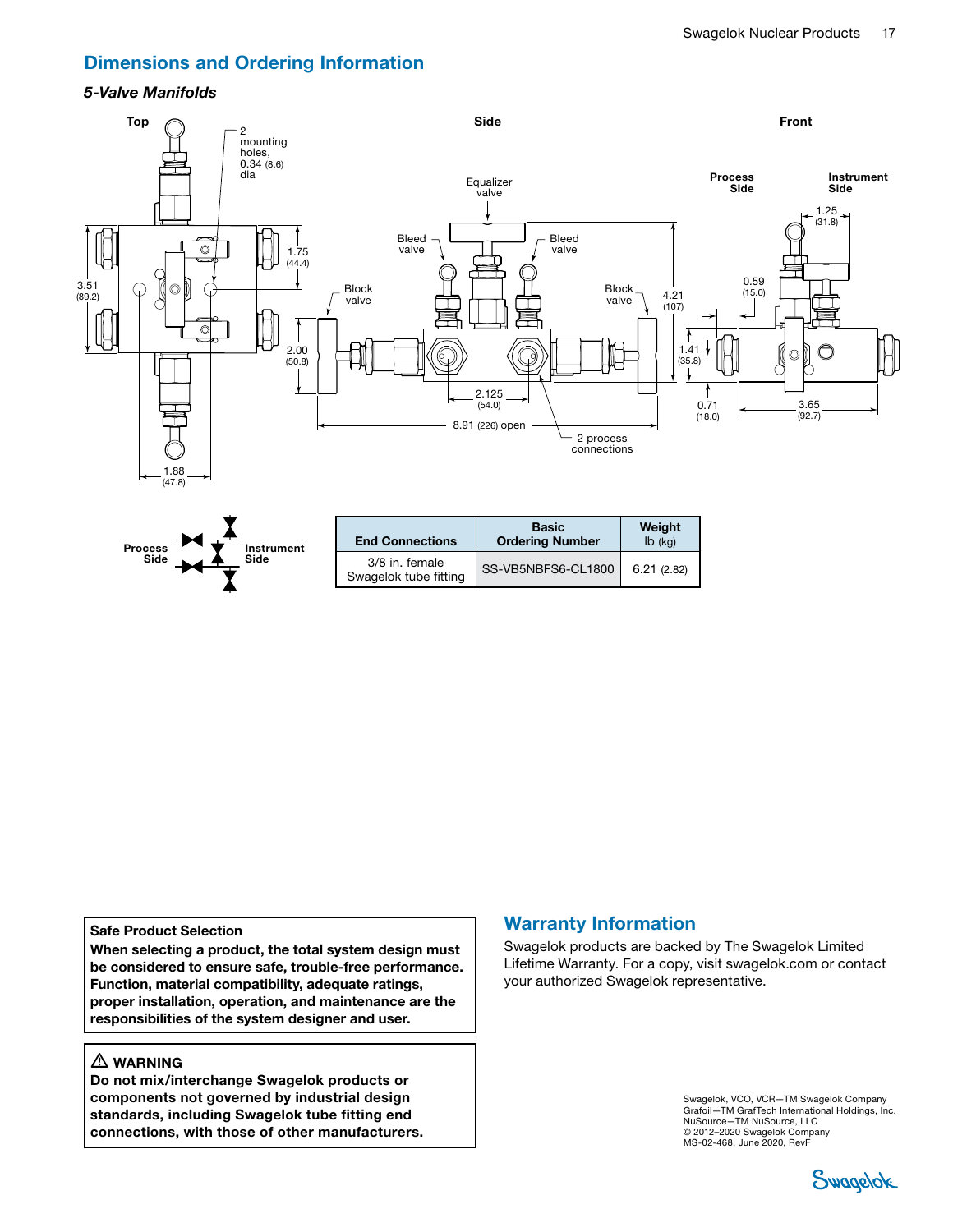## Dimensions and Ordering Information

### *5-Valve Manifolds*

Top

2 mounting holes, 0.34 (8.6) dia

1.75 (44.4)

3.51 (89.2)

2.00 (50.8)

1.88 (47.8)

Side

Equalizer valve

Bleed valve

Bleed valve

Block valve

Block valve

4.21 (107)

2.125 (54.0)

8.91 (226) open

2 process connections

Front

Process Side

Instrument Side

1.25 (31.8)

0.59 (15.0)

1.41 (35.8)

0.71 (18.0)

3.65 (92.7)

Process Side

Instrument Side

| End Connections | Basic Ordering Number | Weight lb (kg) |
| --- | --- | --- |
| 3/8 in. female Swagelok tube fitting | SS-VB5NBFS6-CL1800 | 6.21 (2.82) |

**Safe Product Selection**

**When selecting a product, the total system design must be considered to ensure safe, trouble-free performance. Function, material compatibility, adequate ratings, proper installation, operation, and maintenance are the responsibilities of the system designer and user.**

**⚠ WARNING**

**Do not mix/interchange Swagelok products or components not governed by industrial design standards, including Swagelok tube fitting end connections, with those of other manufacturers.**

## Warranty Information

Swagelok products are backed by The Swagelok Limited Lifetime Warranty. For a copy, visit swagelok.com or contact your authorized Swagelok representative.

Swagelok, VCO, VCR—TM Swagelok Company
Grafoil—TM GrafTech International Holdings, Inc.
NuSource—TM NuSource, LLC
© 2012–2020 Swagelok Company
MS-02-468, June 2020, RevF